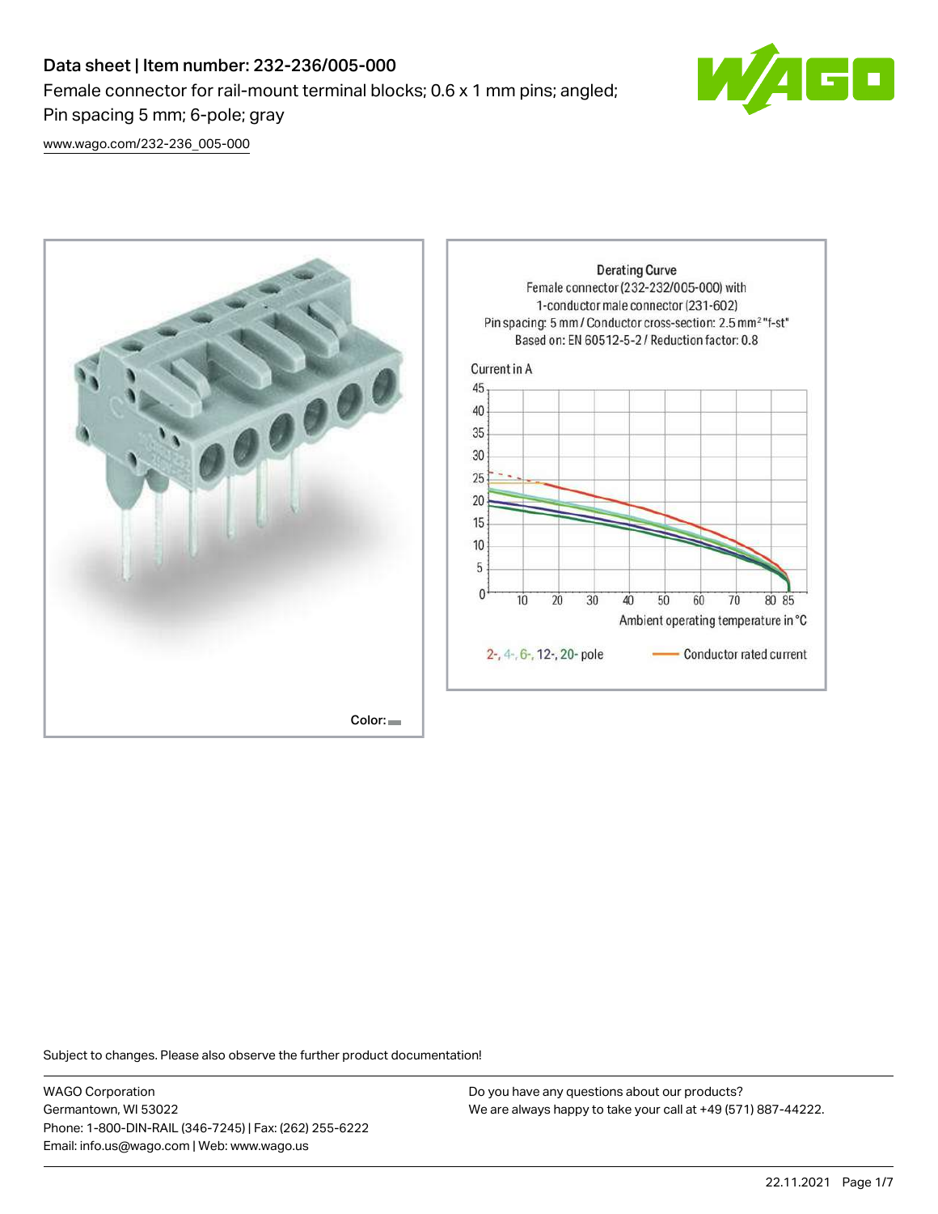# Data sheet | Item number: 232-236/005-000

Female connector for rail-mount terminal blocks; 0.6 x 1 mm pins; angled; Pin spacing 5 mm; 6-pole; gray

www.wago.com/232-236_005-000

Color:

Derating Curve
Female connector (232-232/005-000) with 1-conductor male connector (231-602)
Pin spacing: 5 mm / Conductor cross-section: 2.5 mm² "f-st"
Based on: EN 60512-5-2 / Reduction factor: 0.8

Current in A

Ambient operating temperature in °C

2-, 4-, 6-, 12-, 20- pole — Conductor rated current

Subject to changes. Please also observe the further product documentation!

WAGO Corporation
Germantown, WI 53022
Phone: 1-800-DIN-RAIL (346-7245) | Fax: (262) 255-6222
Email: info.us@wago.com | Web: www.wago.us

Do you have any questions about our products?
We are always happy to take your call at +49 (571) 887-44222.

22.11.2021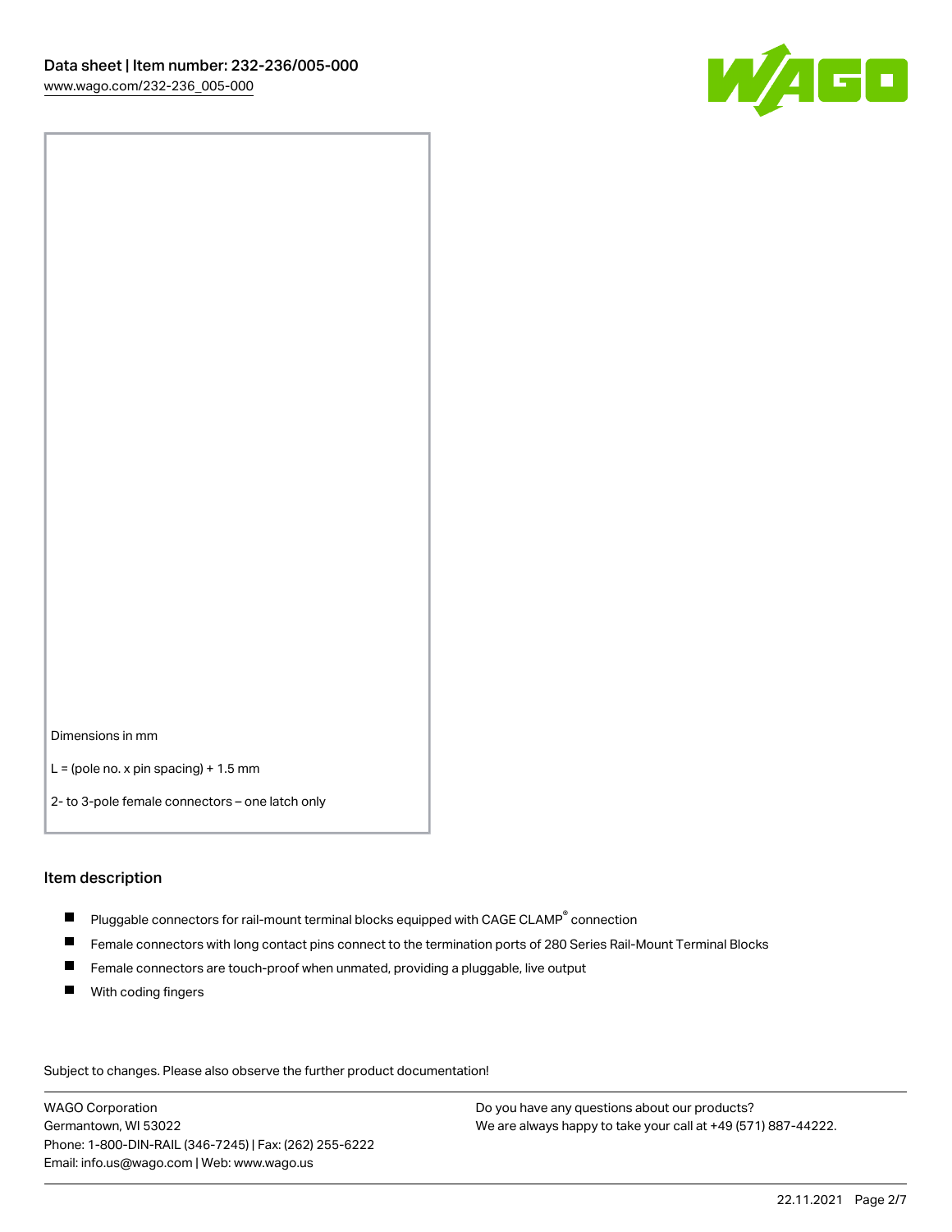Dimensions in mm

L = (pole no. x pin spacing) + 1.5 mm

2- to 3-pole female connectors – one latch only

## Item description

- Pluggable connectors for rail-mount terminal blocks equipped with CAGE CLAMP® connection
- Female connectors with long contact pins connect to the termination ports of 280 Series Rail-Mount Terminal Blocks
- Female connectors are touch-proof when unmated, providing a pluggable, live output
- With coding fingers

Subject to changes. Please also observe the further product documentation!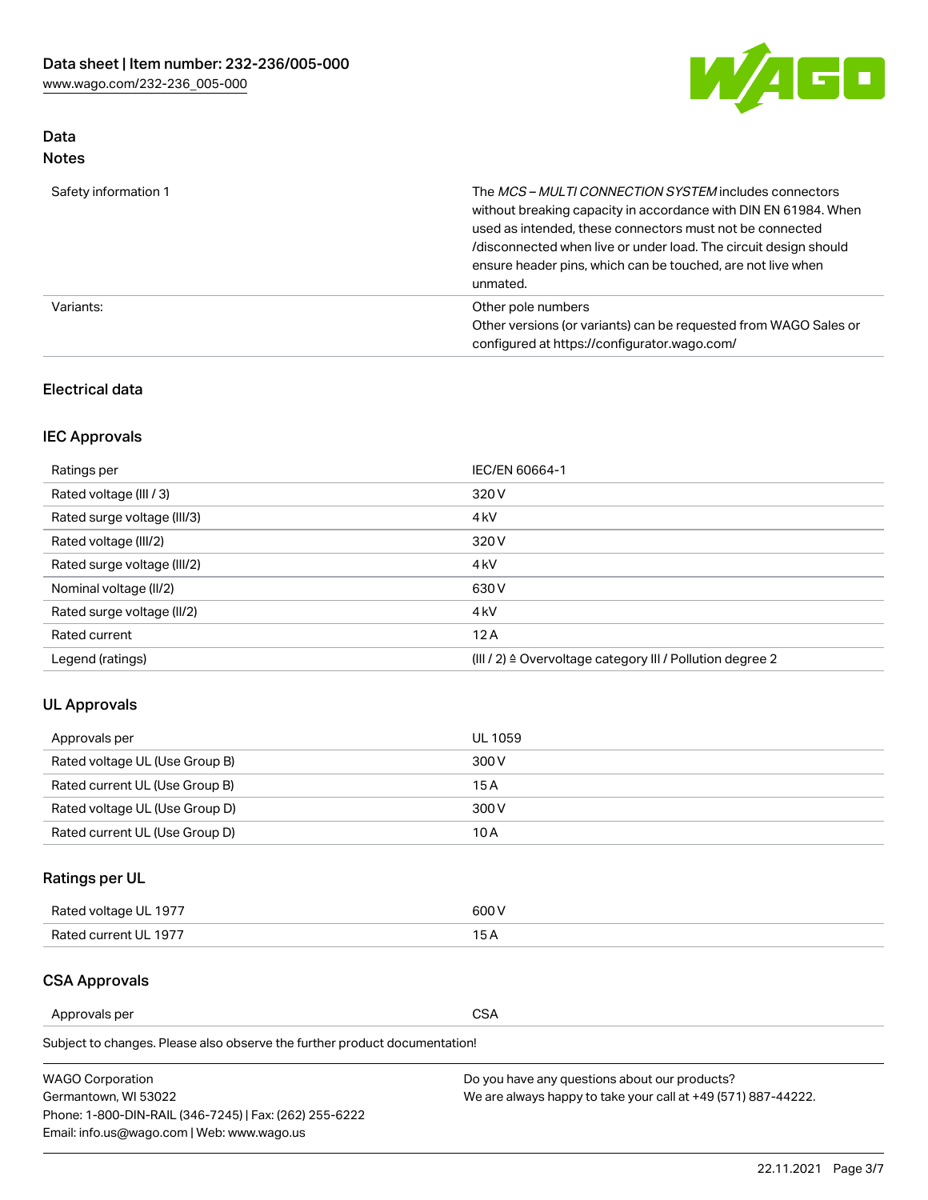## Data
### Notes

| | |
|---|---|
| Safety information 1 | The *MCS – MULTI CONNECTION SYSTEM* includes connectors without breaking capacity in accordance with DIN EN 61984. When used as intended, these connectors must not be connected /disconnected when live or under load. The circuit design should ensure header pins, which can be touched, are not live when unmated. |
| Variants: | Other pole numbers<br>Other versions (or variants) can be requested from WAGO Sales or configured at https://configurator.wago.com/ |

### Electrical data

### IEC Approvals

| | |
|---|---|
| Ratings per | IEC/EN 60664-1 |
| Rated voltage (III / 3) | 320 V |
| Rated surge voltage (III/3) | 4 kV |
| Rated voltage (III/2) | 320 V |
| Rated surge voltage (III/2) | 4 kV |
| Nominal voltage (II/2) | 630 V |
| Rated surge voltage (II/2) | 4 kV |
| Rated current | 12 A |
| Legend (ratings) | (III / 2) ≙ Overvoltage category III / Pollution degree 2 |

### UL Approvals

| | |
|---|---|
| Approvals per | UL 1059 |
| Rated voltage UL (Use Group B) | 300 V |
| Rated current UL (Use Group B) | 15 A |
| Rated voltage UL (Use Group D) | 300 V |
| Rated current UL (Use Group D) | 10 A |

### Ratings per UL

| | |
|---|---|
| Rated voltage UL 1977 | 600 V |
| Rated current UL 1977 | 15 A |

### CSA Approvals

| | |
|---|---|
| Approvals per | CSA |

Subject to changes. Please also observe the further product documentation!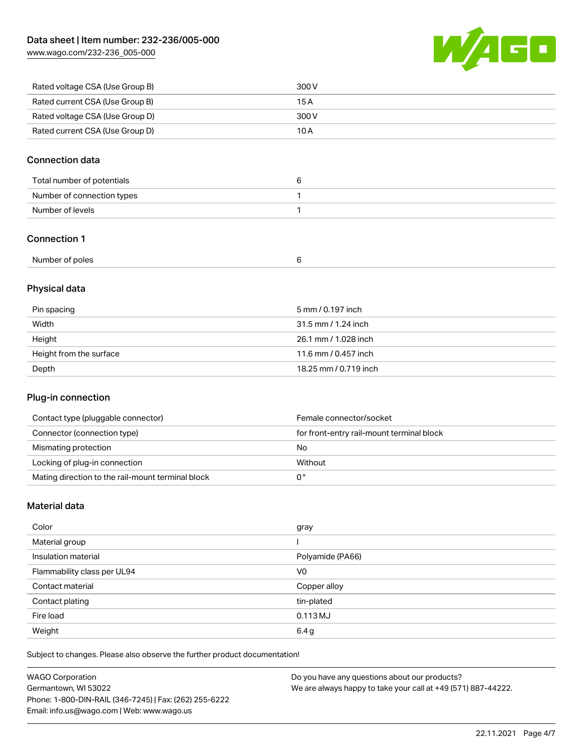| | |
|---|---|
| Rated voltage CSA (Use Group B) | 300 V |
| Rated current CSA (Use Group B) | 15 A |
| Rated voltage CSA (Use Group D) | 300 V |
| Rated current CSA (Use Group D) | 10 A |

## Connection data

| | |
|---|---|
| Total number of potentials | 6 |
| Number of connection types | 1 |
| Number of levels | 1 |

## Connection 1

| | |
|---|---|
| Number of poles | 6 |

## Physical data

| | |
|---|---|
| Pin spacing | 5 mm / 0.197 inch |
| Width | 31.5 mm / 1.24 inch |
| Height | 26.1 mm / 1.028 inch |
| Height from the surface | 11.6 mm / 0.457 inch |
| Depth | 18.25 mm / 0.719 inch |

## Plug-in connection

| | |
|---|---|
| Contact type (pluggable connector) | Female connector/socket |
| Connector (connection type) | for front-entry rail-mount terminal block |
| Mismating protection | No |
| Locking of plug-in connection | Without |
| Mating direction to the rail-mount terminal block | 0 ° |

## Material data

| | |
|---|---|
| Color | gray |
| Material group | I |
| Insulation material | Polyamide (PA66) |
| Flammability class per UL94 | V0 |
| Contact material | Copper alloy |
| Contact plating | tin-plated |
| Fire load | 0.113 MJ |
| Weight | 6.4 g |

Subject to changes. Please also observe the further product documentation!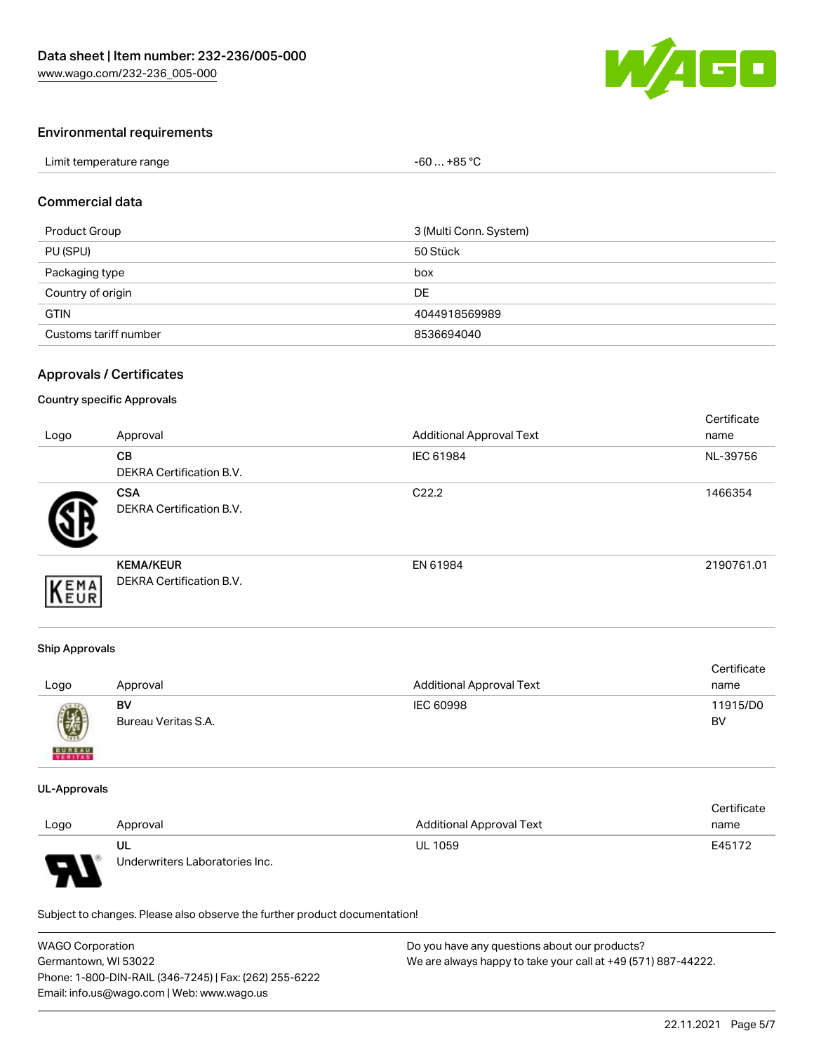## Environmental requirements

| Limit temperature range | -60 … +85 °C |
| --- | --- |

## Commercial data

| Product Group | 3 (Multi Conn. System) |
| --- | --- |
| PU (SPU) | 50 Stück |
| Packaging type | box |
| Country of origin | DE |
| GTIN | 4044918569989 |
| Customs tariff number | 8536694040 |

## Approvals / Certificates

### Country specific Approvals

| Logo | Approval | Additional Approval Text | Certificate name |
| --- | --- | --- | --- |
| | **CB** DEKRA Certification B.V. | IEC 61984 | NL-39756 |
| | **CSA** DEKRA Certification B.V. | C22.2 | 1466354 |
| | **KEMA/KEUR** DEKRA Certification B.V. | EN 61984 | 2190761.01 |

### Ship Approvals

| Logo | Approval | Additional Approval Text | Certificate name |
| --- | --- | --- | --- |
| | **BV** Bureau Veritas S.A. | IEC 60998 | 11915/D0 BV |

### UL-Approvals

| Logo | Approval | Additional Approval Text | Certificate name |
| --- | --- | --- | --- |
| | **UL** Underwriters Laboratories Inc. | UL 1059 | E45172 |

Subject to changes. Please also observe the further product documentation!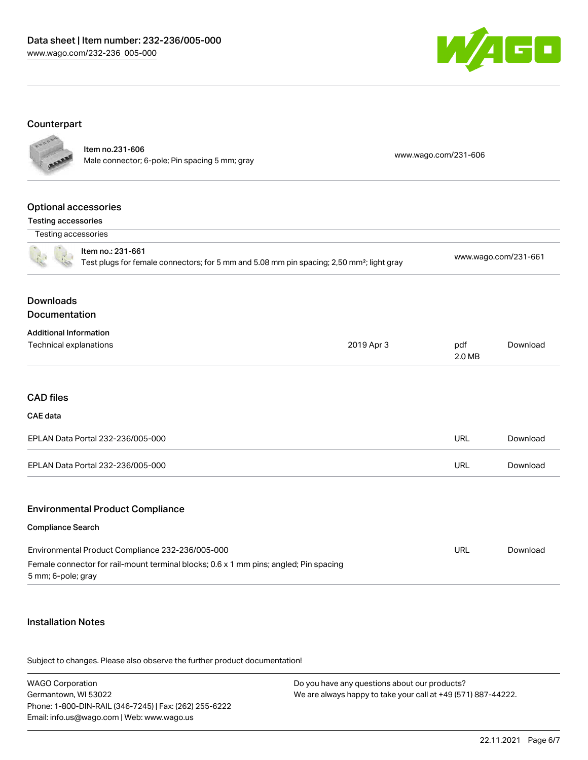## Counterpart

| | | |
|---|---|---|
| | **Item no.231-606**<br>Male connector; 6-pole; Pin spacing 5 mm; gray | www.wago.com/231-606 |

## Optional accessories

### Testing accessories

| Testing accessories | | |
|---|---|---|
| | Item no.: 231-661<br>Test plugs for female connectors; for 5 mm and 5.08 mm pin spacing; 2,50 mm²; light gray | www.wago.com/231-661 |

## Downloads

### Documentation

**Additional Information**

| | | | |
|---|---|---|---|
| Technical explanations | 2019 Apr 3 | pdf<br>2.0 MB | Download |

## CAD files

**CAE data**

| | | |
|---|---|---|
| EPLAN Data Portal 232-236/005-000 | URL | Download |
| EPLAN Data Portal 232-236/005-000 | URL | Download |

## Environmental Product Compliance

**Compliance Search**

| | | |
|---|---|---|
| Environmental Product Compliance 232-236/005-000<br>Female connector for rail-mount terminal blocks; 0.6 x 1 mm pins; angled; Pin spacing 5 mm; 6-pole; gray | URL | Download |

## Installation Notes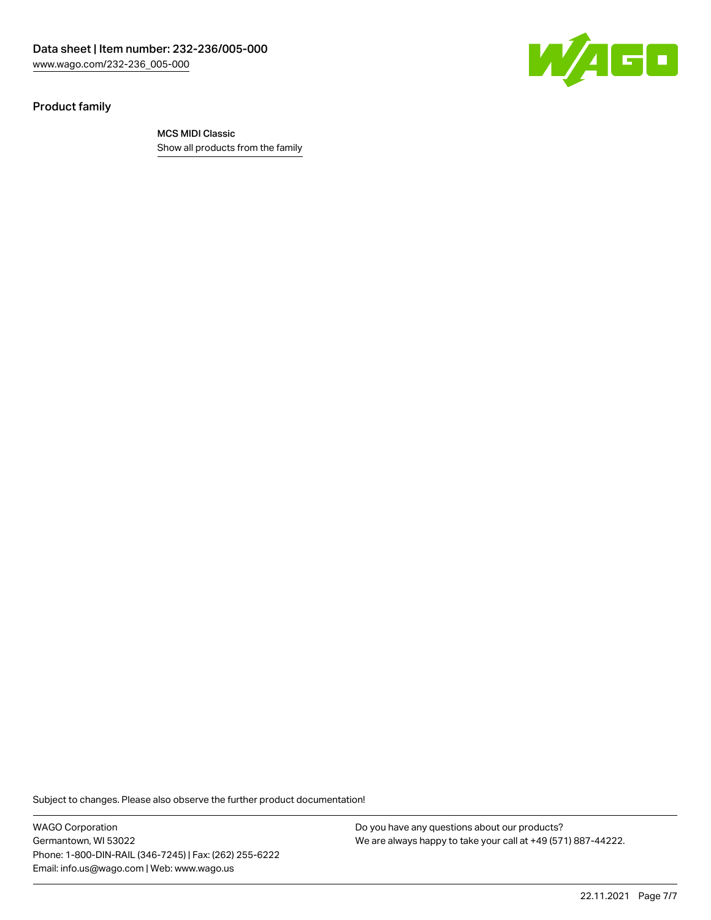## Product family

**MCS MIDI Classic**
Show all products from the family

Subject to changes. Please also observe the further product documentation!

WAGO Corporation
Germantown, WI 53022
Phone: 1-800-DIN-RAIL (346-7245) | Fax: (262) 255-6222
Email: info.us@wago.com | Web: www.wago.us

Do you have any questions about our products?
We are always happy to take your call at +49 (571) 887-44222.